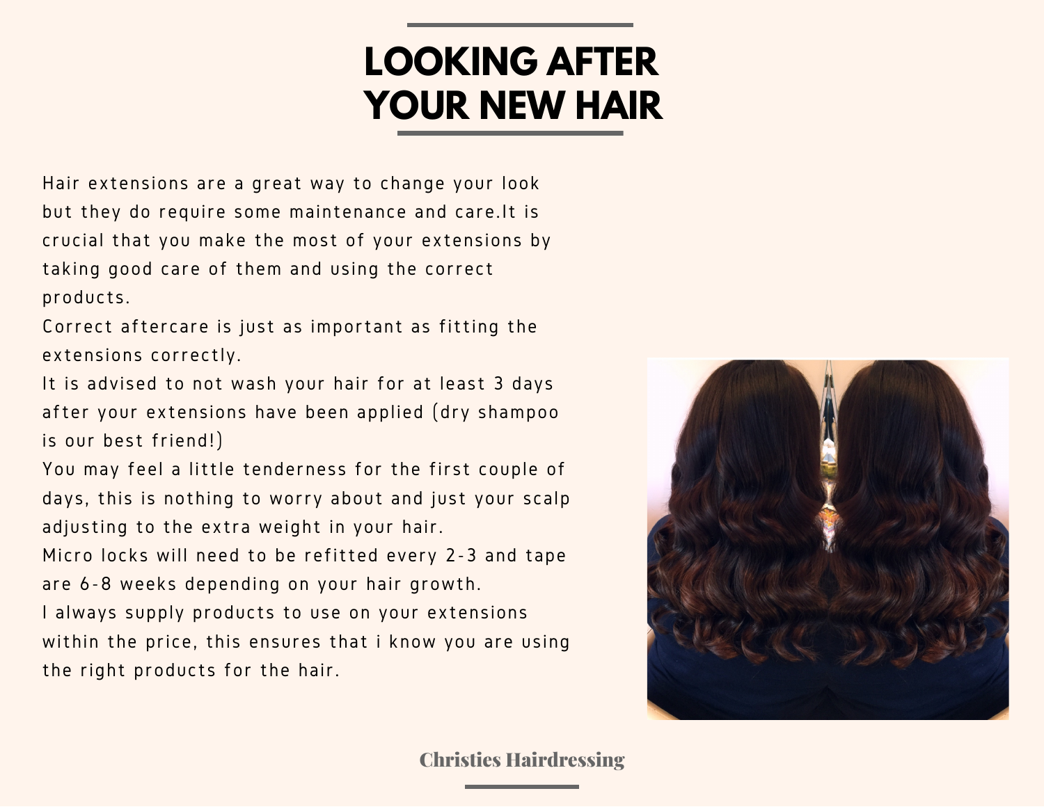# LOOKING AFTER YOUR NEW HAIR

Hair extensions are a great way to change your look but they do require some maintenance and care.It is crucial that you make the most of your extensions by taking good care of them and using the correct products.

Correct aftercare is just as important as fitting the extensions correctly.

It is advised to not wash your hair for at least 3 days after your extensions have been applied (dry shampoo is our best friend!)

You may feel a little tenderness for the first couple of days, this is nothing to worry about and just your scalp adjusting to the extra weight in your hair.

Micro locks will need to be refitted every 2-3 and tape are 6-8 weeks depending on your hair growth.

I always supply products to use on your extensions within the price, this ensures that i know you are using the right products for the hair.

**Christies Hairdressing**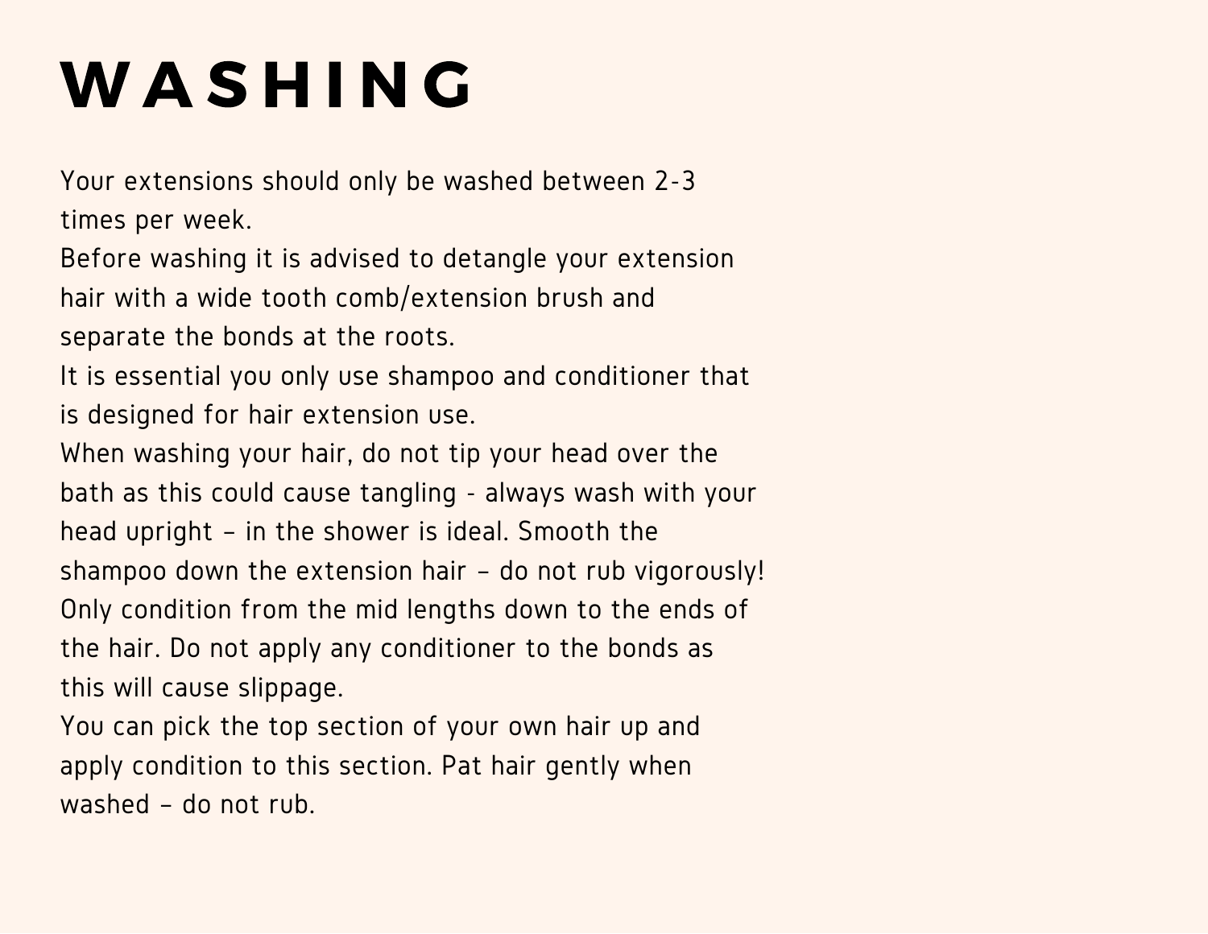# WASHING

Your extensions should only be washed between 2-3 times per week.

Before washing it is advised to detangle your extension hair with a wide tooth comb/extension brush and separate the bonds at the roots.

It is essential you only use shampoo and conditioner that is designed for hair extension use.

When washing your hair, do not tip your head over the bath as this could cause tangling - always wash with your head upright – in the shower is ideal. Smooth the shampoo down the extension hair – do not rub vigorously! Only condition from the mid lengths down to the ends of the hair. Do not apply any conditioner to the bonds as this will cause slippage.

You can pick the top section of your own hair up and apply condition to this section. Pat hair gently when washed – do not rub.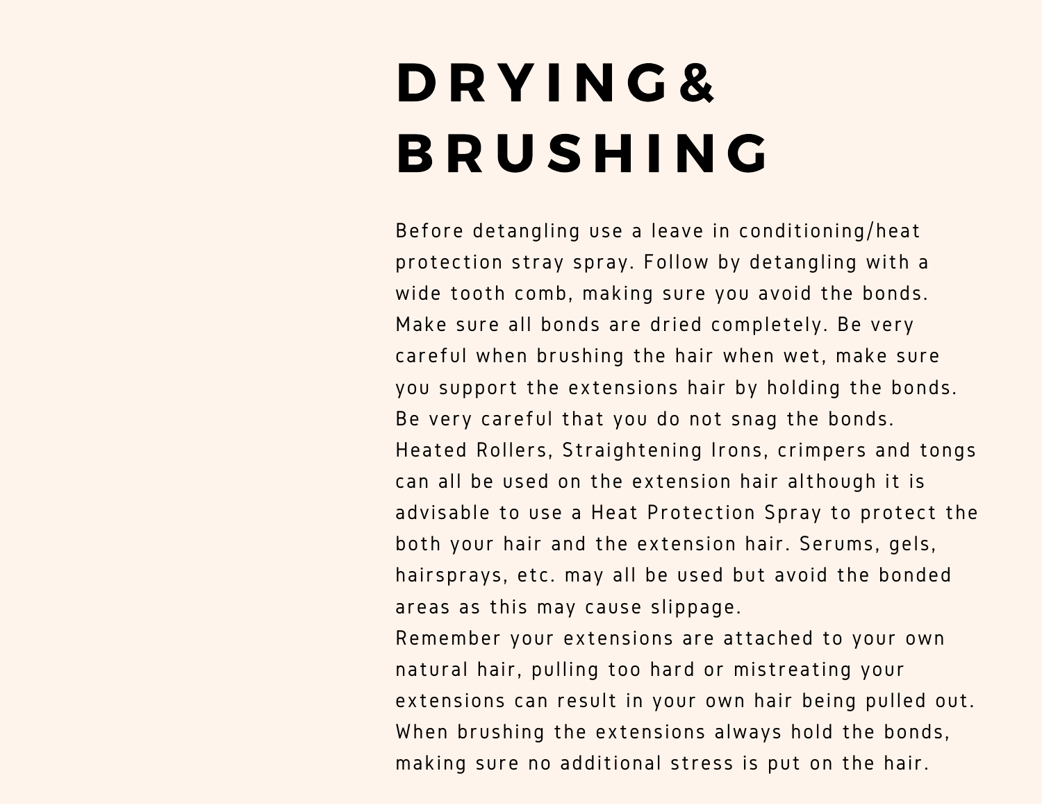# DRYING& BRUSHING

Before detangling use a leave in conditioning/heat protection stray spray. Follow by detangling with a wide tooth comb, making sure you avoid the bonds. Make sure all bonds are dried completely. Be very careful when brushing the hair when wet, make sure you support the extensions hair by holding the bonds. Be very careful that you do not snag the bonds. Heated Rollers, Straightening Irons, crimpers and tongs can all be used on the extension hair although it is advisable to use a Heat Protection Spray to protect the both your hair and the extension hair. Serums, gels, hairsprays, etc. may all be used but avoid the bonded areas as this may cause slippage.

Remember your extensions are attached to your own natural hair, pulling too hard or mistreating your extensions can result in your own hair being pulled out. When brushing the extensions always hold the bonds, making sure no additional stress is put on the hair.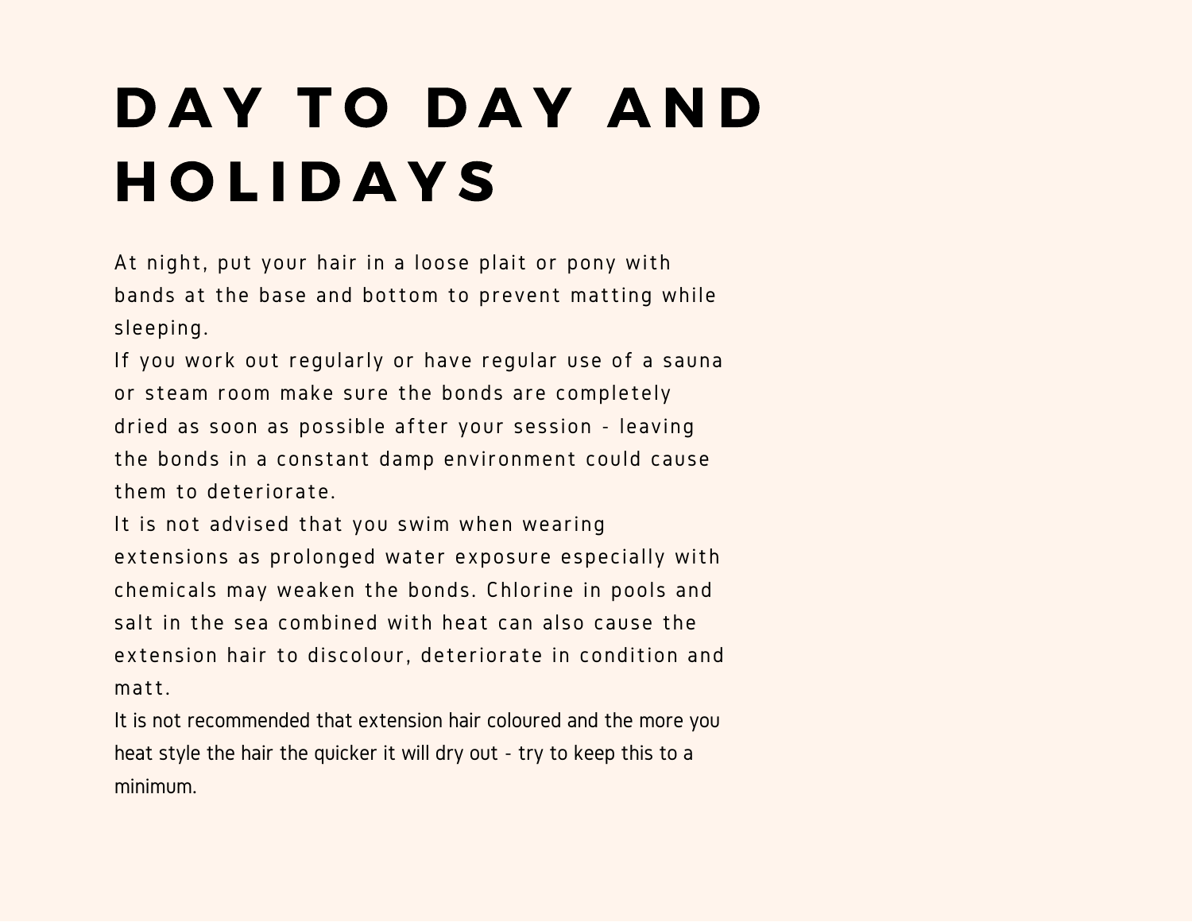# DAY TO DAY AND HOLIDAYS

At night, put your hair in a loose plait or pony with bands at the base and bottom to prevent matting while sleeping.

If you work out regularly or have regular use of a sauna or steam room make sure the bonds are completely dried as soon as possible after your session - leaving the bonds in a constant damp environment could cause them to deteriorate.

It is not advised that you swim when wearing extensions as prolonged water exposure especially with chemicals may weaken the bonds. Chlorine in pools and salt in the sea combined with heat can also cause the extension hair to discolour, deteriorate in condition and matt.

It is not recommended that extension hair coloured and the more you heat style the hair the quicker it will dry out - try to keep this to a minimum.